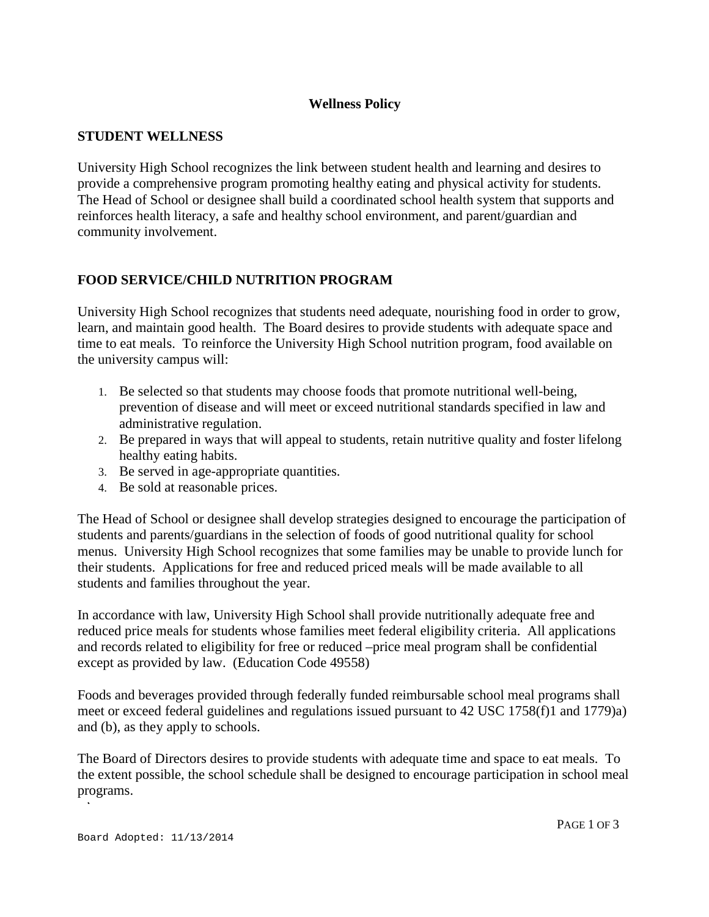# Wellness Policy

## STUDENT WELLNESS

University High School recognizes the link between student health and learning and desires to provide a comprehensive program promoting healthy eating and physical activity for students. The Head of School or designee shall build a coordinated school health system that supports and reinforces health literacy, a safe and healthy school environment, and parent/guardian and community involvement.

## FOOD SERVICE/CHILD NUTRITION PROGRAM

University High School recognizes that students need adequate, nourishing food in order to grow, learn, and maintain good health. The Board desires to provide students with adequate space and time to eat meals. To reinforce the University High School nutrition program, food available on the university campus will:

1. Be selected so that students may choose foods that promote nutritional well-being, prevention of disease and will meet or exceed nutritional standards specified in law and administrative regulation.
2. Be prepared in ways that will appeal to students, retain nutritive quality and foster lifelong healthy eating habits.
3. Be served in age-appropriate quantities.
4. Be sold at reasonable prices.

The Head of School or designee shall develop strategies designed to encourage the participation of students and parents/guardians in the selection of foods of good nutritional quality for school menus. University High School recognizes that some families may be unable to provide lunch for their students. Applications for free and reduced priced meals will be made available to all students and families throughout the year.

In accordance with law, University High School shall provide nutritionally adequate free and reduced price meals for students whose families meet federal eligibility criteria. All applications and records related to eligibility for free or reduced –price meal program shall be confidential except as provided by law. (Education Code 49558)

Foods and beverages provided through federally funded reimbursable school meal programs shall meet or exceed federal guidelines and regulations issued pursuant to 42 USC 1758(f)1 and 1779)a) and (b), as they apply to schools.

The Board of Directors desires to provide students with adequate time and space to eat meals. To the extent possible, the school schedule shall be designed to encourage participation in school meal programs.

Board Adopted: 11/13/2014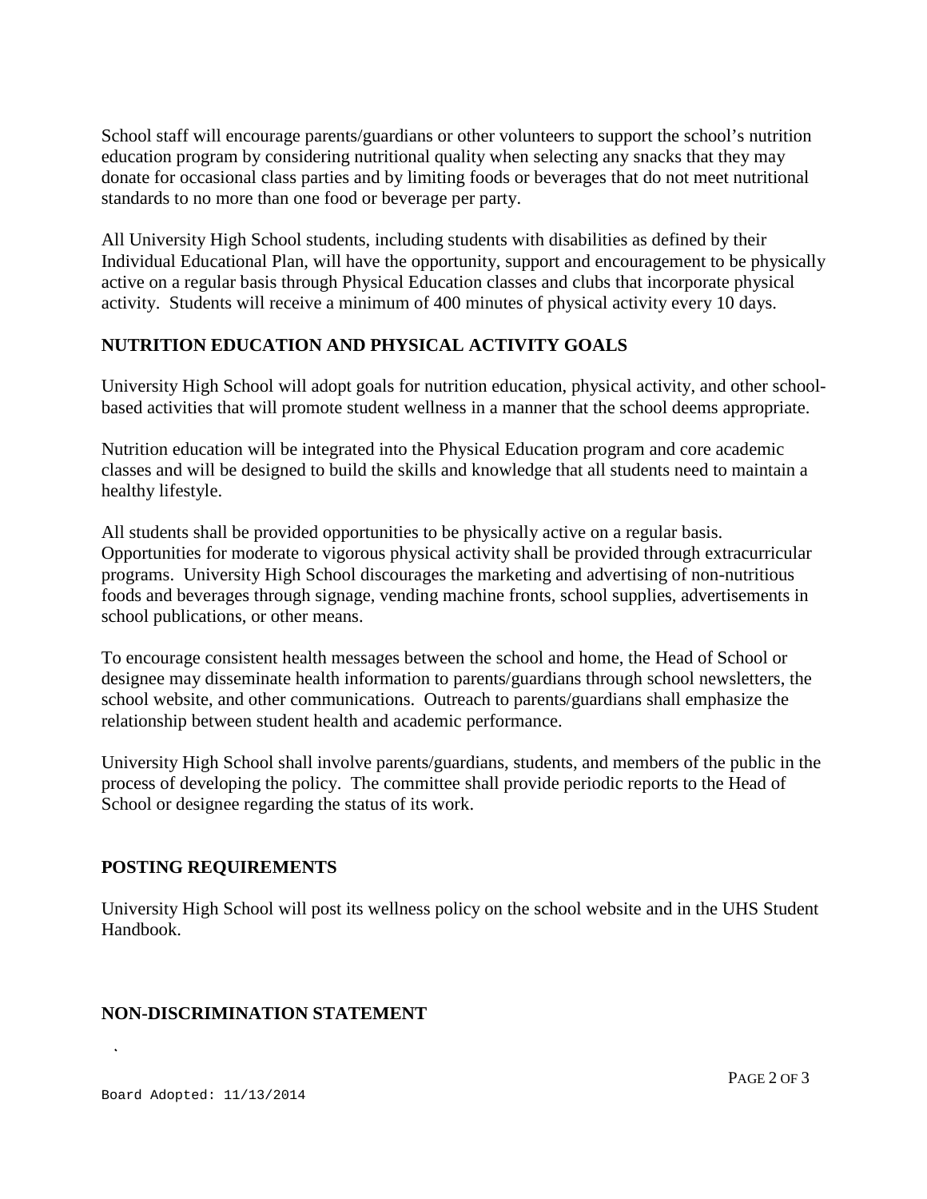School staff will encourage parents/guardians or other volunteers to support the school's nutrition education program by considering nutritional quality when selecting any snacks that they may donate for occasional class parties and by limiting foods or beverages that do not meet nutritional standards to no more than one food or beverage per party.

All University High School students, including students with disabilities as defined by their Individual Educational Plan, will have the opportunity, support and encouragement to be physically active on a regular basis through Physical Education classes and clubs that incorporate physical activity. Students will receive a minimum of 400 minutes of physical activity every 10 days.

## NUTRITION EDUCATION AND PHYSICAL ACTIVITY GOALS

University High School will adopt goals for nutrition education, physical activity, and other school-based activities that will promote student wellness in a manner that the school deems appropriate.

Nutrition education will be integrated into the Physical Education program and core academic classes and will be designed to build the skills and knowledge that all students need to maintain a healthy lifestyle.

All students shall be provided opportunities to be physically active on a regular basis. Opportunities for moderate to vigorous physical activity shall be provided through extracurricular programs. University High School discourages the marketing and advertising of non-nutritious foods and beverages through signage, vending machine fronts, school supplies, advertisements in school publications, or other means.

To encourage consistent health messages between the school and home, the Head of School or designee may disseminate health information to parents/guardians through school newsletters, the school website, and other communications. Outreach to parents/guardians shall emphasize the relationship between student health and academic performance.

University High School shall involve parents/guardians, students, and members of the public in the process of developing the policy. The committee shall provide periodic reports to the Head of School or designee regarding the status of its work.

## POSTING REQUIREMENTS

University High School will post its wellness policy on the school website and in the UHS Student Handbook.

## NON-DISCRIMINATION STATEMENT

Board Adopted: 11/13/2014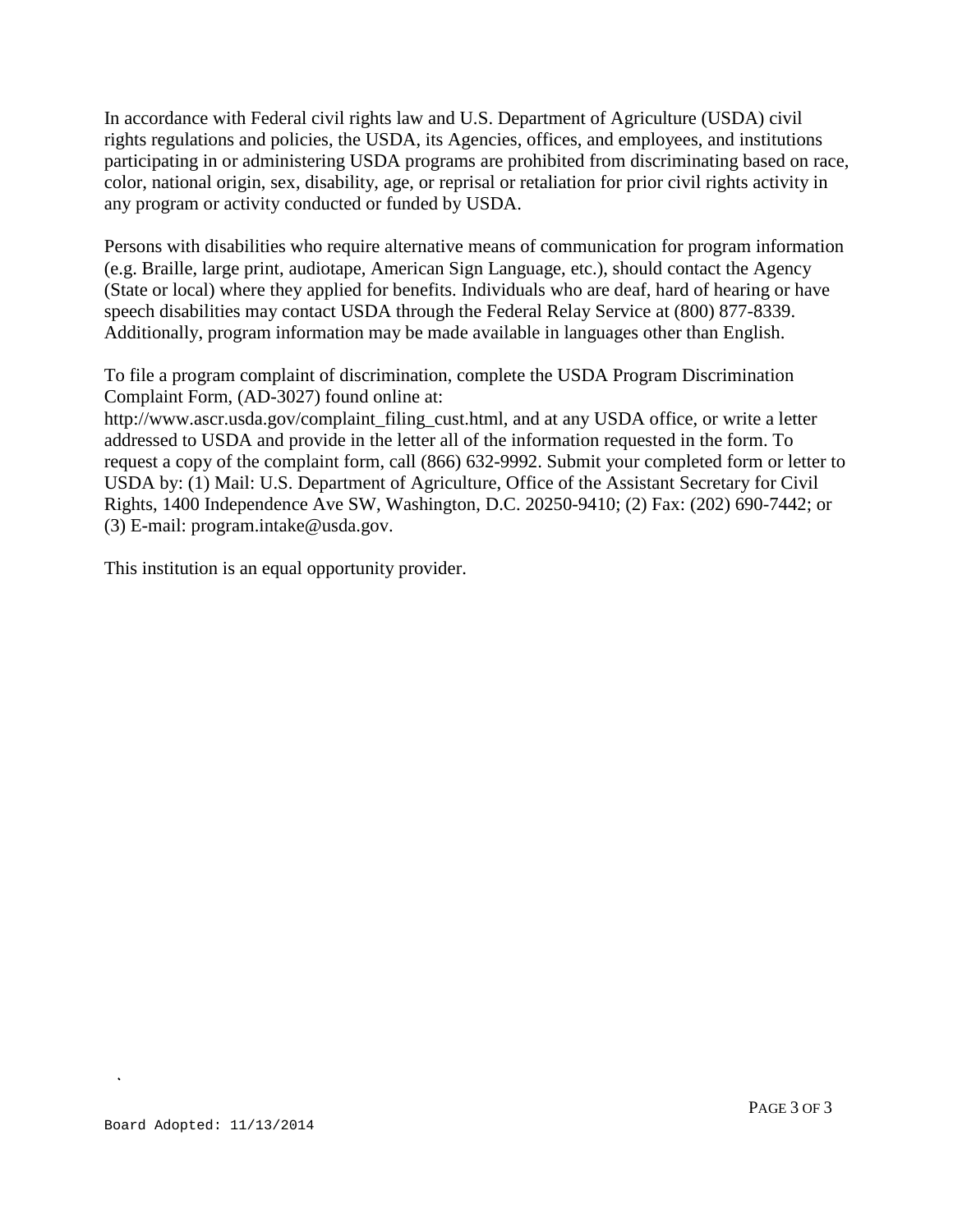In accordance with Federal civil rights law and U.S. Department of Agriculture (USDA) civil rights regulations and policies, the USDA, its Agencies, offices, and employees, and institutions participating in or administering USDA programs are prohibited from discriminating based on race, color, national origin, sex, disability, age, or reprisal or retaliation for prior civil rights activity in any program or activity conducted or funded by USDA.

Persons with disabilities who require alternative means of communication for program information (e.g. Braille, large print, audiotape, American Sign Language, etc.), should contact the Agency (State or local) where they applied for benefits. Individuals who are deaf, hard of hearing or have speech disabilities may contact USDA through the Federal Relay Service at (800) 877-8339. Additionally, program information may be made available in languages other than English.

To file a program complaint of discrimination, complete the USDA Program Discrimination Complaint Form, (AD-3027) found online at: http://www.ascr.usda.gov/complaint_filing_cust.html, and at any USDA office, or write a letter addressed to USDA and provide in the letter all of the information requested in the form. To request a copy of the complaint form, call (866) 632-9992. Submit your completed form or letter to USDA by: (1) Mail: U.S. Department of Agriculture, Office of the Assistant Secretary for Civil Rights, 1400 Independence Ave SW, Washington, D.C. 20250-9410; (2) Fax: (202) 690-7442; or (3) E-mail: program.intake@usda.gov.

This institution is an equal opportunity provider.

Board Adopted: 11/13/2014